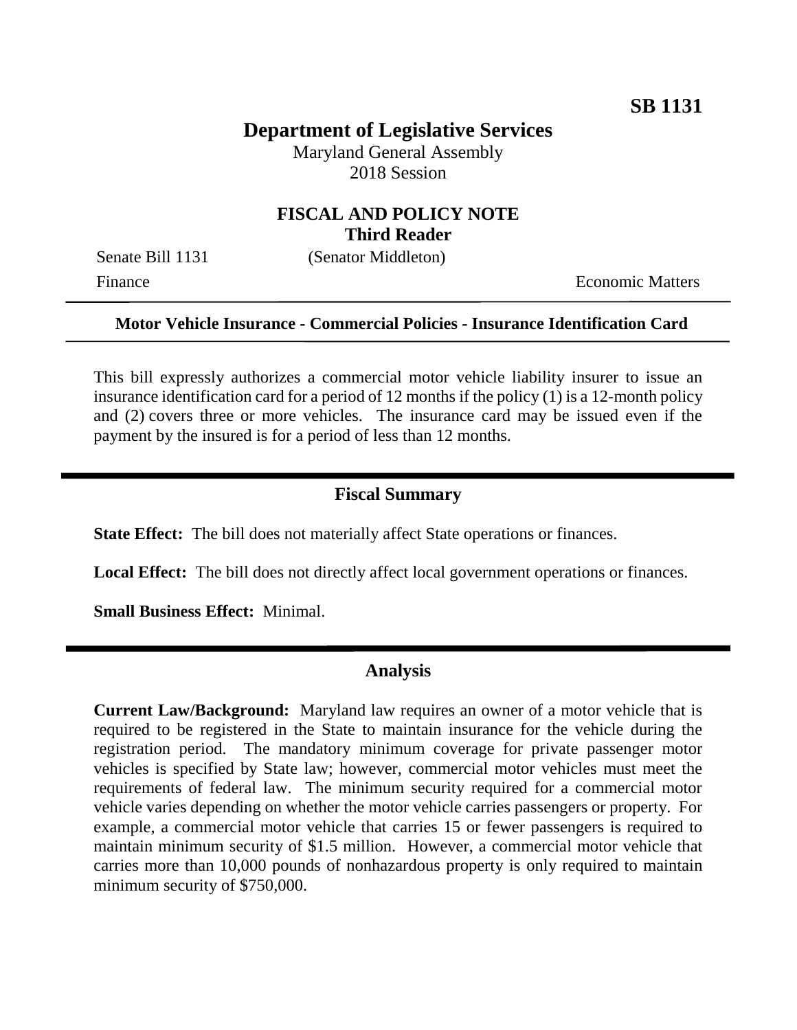**SB 1131**

# Department of Legislative Services

Maryland General Assembly
2018 Session

## FISCAL AND POLICY NOTE
**Third Reader**

Senate Bill 1131 (Senator Middleton)

Finance Economic Matters

---

**Motor Vehicle Insurance - Commercial Policies - Insurance Identification Card**

---

This bill expressly authorizes a commercial motor vehicle liability insurer to issue an insurance identification card for a period of 12 months if the policy (1) is a 12-month policy and (2) covers three or more vehicles. The insurance card may be issued even if the payment by the insured is for a period of less than 12 months.

## Fiscal Summary

**State Effect:** The bill does not materially affect State operations or finances.

**Local Effect:** The bill does not directly affect local government operations or finances.

**Small Business Effect:** Minimal.

## Analysis

**Current Law/Background:** Maryland law requires an owner of a motor vehicle that is required to be registered in the State to maintain insurance for the vehicle during the registration period. The mandatory minimum coverage for private passenger motor vehicles is specified by State law; however, commercial motor vehicles must meet the requirements of federal law. The minimum security required for a commercial motor vehicle varies depending on whether the motor vehicle carries passengers or property. For example, a commercial motor vehicle that carries 15 or fewer passengers is required to maintain minimum security of $1.5 million. However, a commercial motor vehicle that carries more than 10,000 pounds of nonhazardous property is only required to maintain minimum security of $750,000.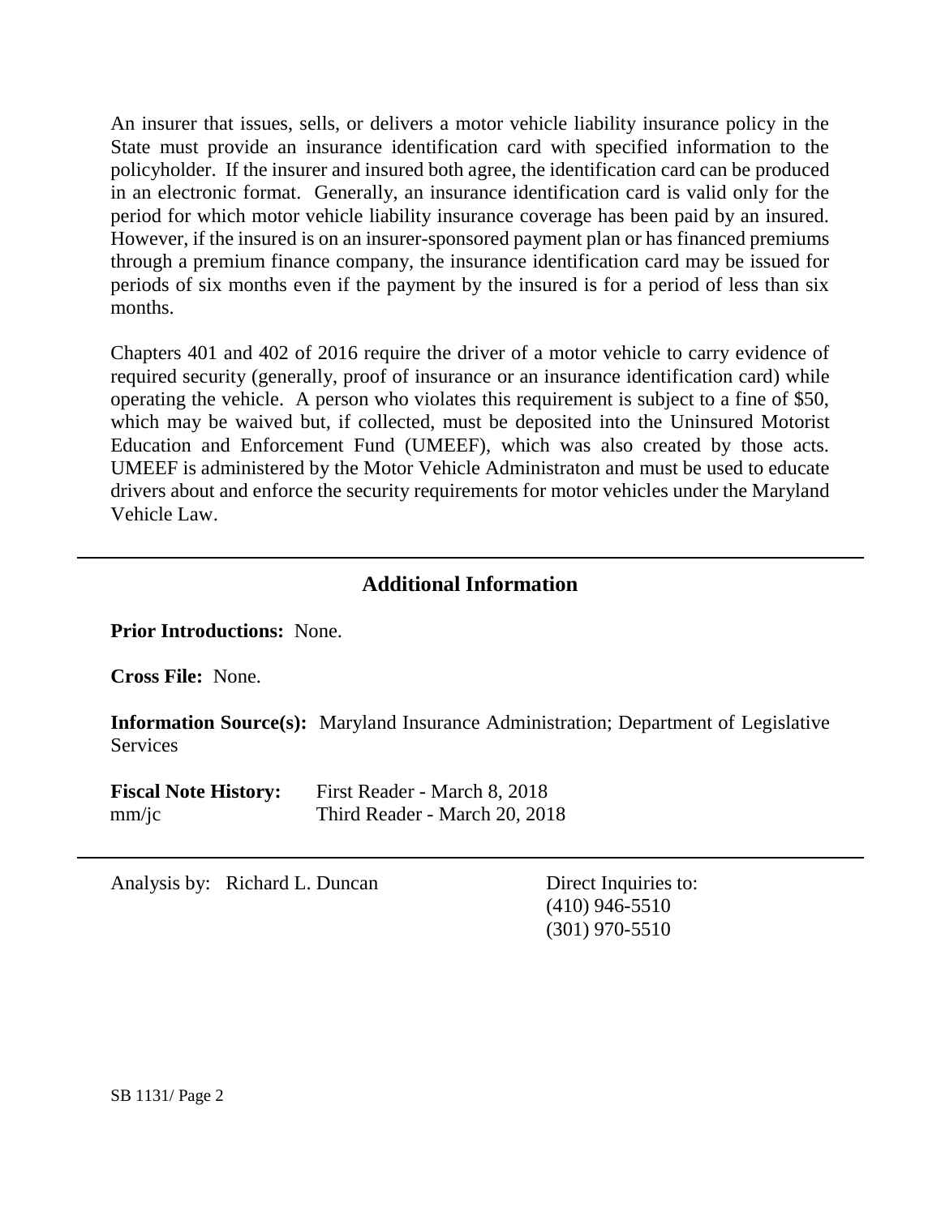An insurer that issues, sells, or delivers a motor vehicle liability insurance policy in the State must provide an insurance identification card with specified information to the policyholder. If the insurer and insured both agree, the identification card can be produced in an electronic format. Generally, an insurance identification card is valid only for the period for which motor vehicle liability insurance coverage has been paid by an insured. However, if the insured is on an insurer-sponsored payment plan or has financed premiums through a premium finance company, the insurance identification card may be issued for periods of six months even if the payment by the insured is for a period of less than six months.

Chapters 401 and 402 of 2016 require the driver of a motor vehicle to carry evidence of required security (generally, proof of insurance or an insurance identification card) while operating the vehicle. A person who violates this requirement is subject to a fine of $50, which may be waived but, if collected, must be deposited into the Uninsured Motorist Education and Enforcement Fund (UMEEF), which was also created by those acts. UMEEF is administered by the Motor Vehicle Administraton and must be used to educate drivers about and enforce the security requirements for motor vehicles under the Maryland Vehicle Law.

## Additional Information

**Prior Introductions:** None.

**Cross File:** None.

**Information Source(s):** Maryland Insurance Administration; Department of Legislative Services

**Fiscal Note History:** First Reader - March 8, 2018
mm/jc Third Reader - March 20, 2018

Analysis by: Richard L. Duncan

Direct Inquiries to:
(410) 946-5510
(301) 970-5510